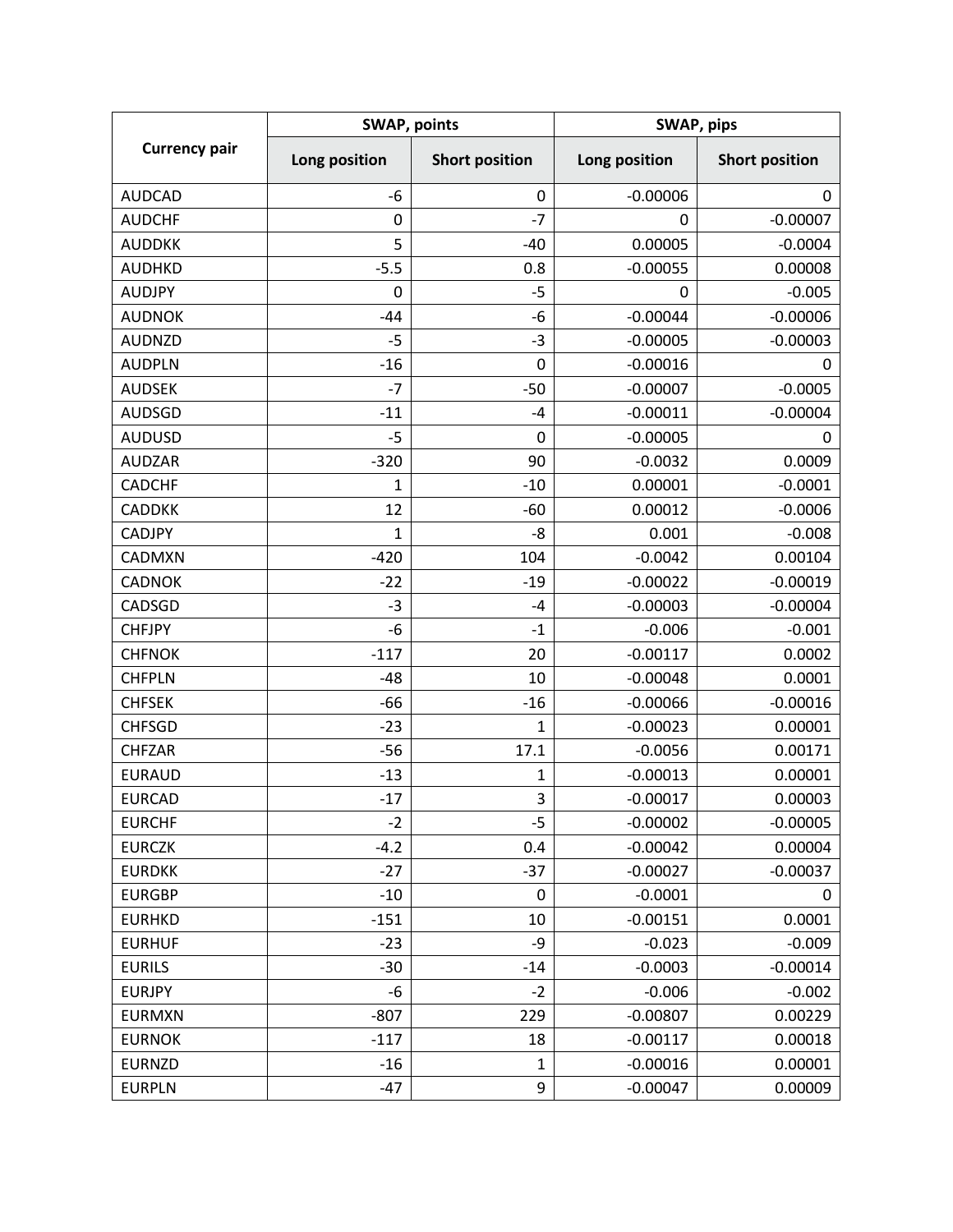| Currency pair | SWAP, points | | SWAP, pips | |
|---|---|---|---|---|
| | Long position | Short position | Long position | Short position |
| AUDCAD | -6 | 0 | -0.00006 | 0 |
| AUDCHF | 0 | -7 | 0 | -0.00007 |
| AUDDKK | 5 | -40 | 0.00005 | -0.0004 |
| AUDHKD | -5.5 | 0.8 | -0.00055 | 0.00008 |
| AUDJPY | 0 | -5 | 0 | -0.005 |
| AUDNOK | -44 | -6 | -0.00044 | -0.00006 |
| AUDNZD | -5 | -3 | -0.00005 | -0.00003 |
| AUDPLN | -16 | 0 | -0.00016 | 0 |
| AUDSEK | -7 | -50 | -0.00007 | -0.0005 |
| AUDSGD | -11 | -4 | -0.00011 | -0.00004 |
| AUDUSD | -5 | 0 | -0.00005 | 0 |
| AUDZAR | -320 | 90 | -0.0032 | 0.0009 |
| CADCHF | 1 | -10 | 0.00001 | -0.0001 |
| CADDKK | 12 | -60 | 0.00012 | -0.0006 |
| CADJPY | 1 | -8 | 0.001 | -0.008 |
| CADMXN | -420 | 104 | -0.0042 | 0.00104 |
| CADNOK | -22 | -19 | -0.00022 | -0.00019 |
| CADSGD | -3 | -4 | -0.00003 | -0.00004 |
| CHFJPY | -6 | -1 | -0.006 | -0.001 |
| CHFNOK | -117 | 20 | -0.00117 | 0.0002 |
| CHFPLN | -48 | 10 | -0.00048 | 0.0001 |
| CHFSEK | -66 | -16 | -0.00066 | -0.00016 |
| CHFSGD | -23 | 1 | -0.00023 | 0.00001 |
| CHFZAR | -56 | 17.1 | -0.0056 | 0.00171 |
| EURAUD | -13 | 1 | -0.00013 | 0.00001 |
| EURCAD | -17 | 3 | -0.00017 | 0.00003 |
| EURCHF | -2 | -5 | -0.00002 | -0.00005 |
| EURCZK | -4.2 | 0.4 | -0.00042 | 0.00004 |
| EURDKK | -27 | -37 | -0.00027 | -0.00037 |
| EURGBP | -10 | 0 | -0.0001 | 0 |
| EURHKD | -151 | 10 | -0.00151 | 0.0001 |
| EURHUF | -23 | -9 | -0.023 | -0.009 |
| EURILS | -30 | -14 | -0.0003 | -0.00014 |
| EURJPY | -6 | -2 | -0.006 | -0.002 |
| EURMXN | -807 | 229 | -0.00807 | 0.00229 |
| EURNOK | -117 | 18 | -0.00117 | 0.00018 |
| EURNZD | -16 | 1 | -0.00016 | 0.00001 |
| EURPLN | -47 | 9 | -0.00047 | 0.00009 |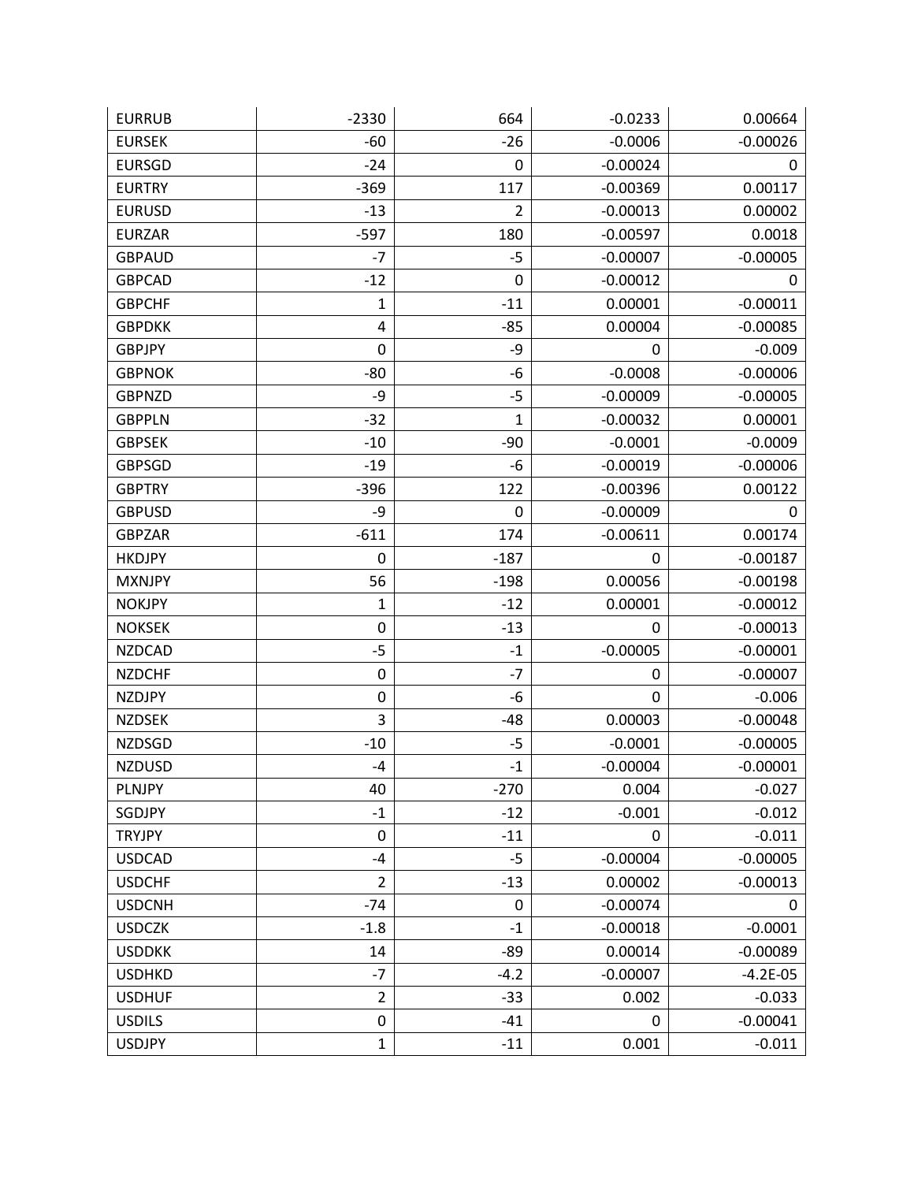| | | | | |
|---|---|---|---|---|
| EURRUB | -2330 | 664 | -0.0233 | 0.00664 |
| EURSEK | -60 | -26 | -0.0006 | -0.00026 |
| EURSGD | -24 | 0 | -0.00024 | 0 |
| EURTRY | -369 | 117 | -0.00369 | 0.00117 |
| EURUSD | -13 | 2 | -0.00013 | 0.00002 |
| EURZAR | -597 | 180 | -0.00597 | 0.0018 |
| GBPAUD | -7 | -5 | -0.00007 | -0.00005 |
| GBPCAD | -12 | 0 | -0.00012 | 0 |
| GBPCHF | 1 | -11 | 0.00001 | -0.00011 |
| GBPDKK | 4 | -85 | 0.00004 | -0.00085 |
| GBPJPY | 0 | -9 | 0 | -0.009 |
| GBPNOK | -80 | -6 | -0.0008 | -0.00006 |
| GBPNZD | -9 | -5 | -0.00009 | -0.00005 |
| GBPPLN | -32 | 1 | -0.00032 | 0.00001 |
| GBPSEK | -10 | -90 | -0.0001 | -0.0009 |
| GBPSGD | -19 | -6 | -0.00019 | -0.00006 |
| GBPTRY | -396 | 122 | -0.00396 | 0.00122 |
| GBPUSD | -9 | 0 | -0.00009 | 0 |
| GBPZAR | -611 | 174 | -0.00611 | 0.00174 |
| HKDJPY | 0 | -187 | 0 | -0.00187 |
| MXNJPY | 56 | -198 | 0.00056 | -0.00198 |
| NOKJPY | 1 | -12 | 0.00001 | -0.00012 |
| NOKSEK | 0 | -13 | 0 | -0.00013 |
| NZDCAD | -5 | -1 | -0.00005 | -0.00001 |
| NZDCHF | 0 | -7 | 0 | -0.00007 |
| NZDJPY | 0 | -6 | 0 | -0.006 |
| NZDSEK | 3 | -48 | 0.00003 | -0.00048 |
| NZDSGD | -10 | -5 | -0.0001 | -0.00005 |
| NZDUSD | -4 | -1 | -0.00004 | -0.00001 |
| PLNJPY | 40 | -270 | 0.004 | -0.027 |
| SGDJPY | -1 | -12 | -0.001 | -0.012 |
| TRYJPY | 0 | -11 | 0 | -0.011 |
| USDCAD | -4 | -5 | -0.00004 | -0.00005 |
| USDCHF | 2 | -13 | 0.00002 | -0.00013 |
| USDCNH | -74 | 0 | -0.00074 | 0 |
| USDCZK | -1.8 | -1 | -0.00018 | -0.0001 |
| USDDKK | 14 | -89 | 0.00014 | -0.00089 |
| USDHKD | -7 | -4.2 | -0.00007 | -4.2E-05 |
| USDHUF | 2 | -33 | 0.002 | -0.033 |
| USDILS | 0 | -41 | 0 | -0.00041 |
| USDJPY | 1 | -11 | 0.001 | -0.011 |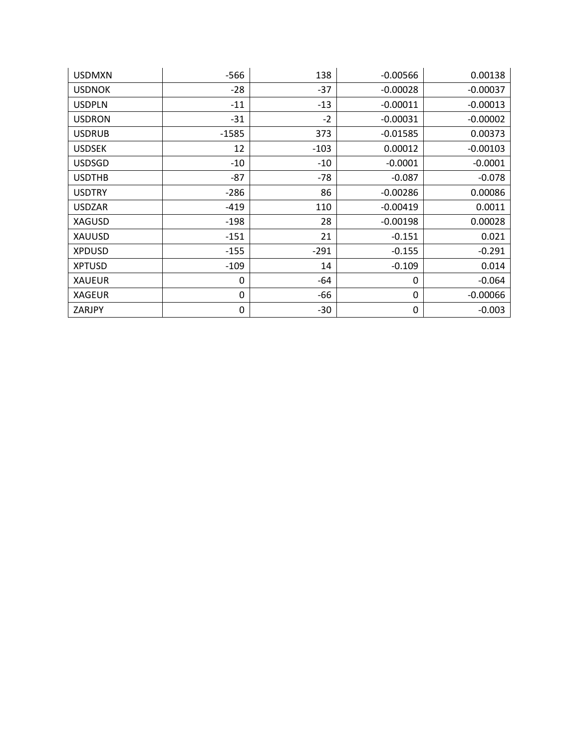| | | | | |
|---|---|---|---|---|
| USDMXN | -566 | 138 | -0.00566 | 0.00138 |
| USDNOK | -28 | -37 | -0.00028 | -0.00037 |
| USDPLN | -11 | -13 | -0.00011 | -0.00013 |
| USDRON | -31 | -2 | -0.00031 | -0.00002 |
| USDRUB | -1585 | 373 | -0.01585 | 0.00373 |
| USDSEK | 12 | -103 | 0.00012 | -0.00103 |
| USDSGD | -10 | -10 | -0.0001 | -0.0001 |
| USDTHB | -87 | -78 | -0.087 | -0.078 |
| USDTRY | -286 | 86 | -0.00286 | 0.00086 |
| USDZAR | -419 | 110 | -0.00419 | 0.0011 |
| XAGUSD | -198 | 28 | -0.00198 | 0.00028 |
| XAUUSD | -151 | 21 | -0.151 | 0.021 |
| XPDUSD | -155 | -291 | -0.155 | -0.291 |
| XPTUSD | -109 | 14 | -0.109 | 0.014 |
| XAUEUR | 0 | -64 | 0 | -0.064 |
| XAGEUR | 0 | -66 | 0 | -0.00066 |
| ZARJPY | 0 | -30 | 0 | -0.003 |